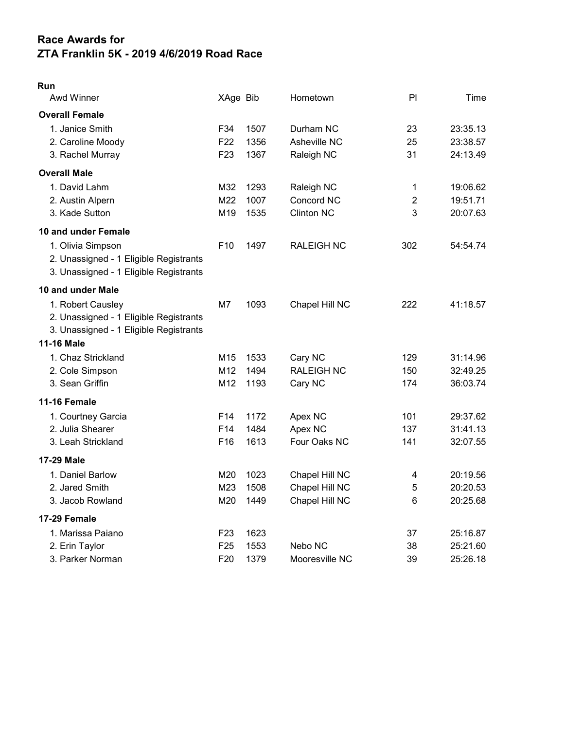# Race Awards for
# ZTA Franklin 5K - 2019 4/6/2019 Road Race

**Run**

| Awd Winner | XAge | Bib | Hometown | Pl | Time |
|---|---|---|---|---|---|
| **Overall Female** | | | | | |
| 1. Janice Smith | F34 | 1507 | Durham NC | 23 | 23:35.13 |
| 2. Caroline Moody | F22 | 1356 | Asheville NC | 25 | 23:38.57 |
| 3. Rachel Murray | F23 | 1367 | Raleigh NC | 31 | 24:13.49 |
| **Overall Male** | | | | | |
| 1. David Lahm | M32 | 1293 | Raleigh NC | 1 | 19:06.62 |
| 2. Austin Alpern | M22 | 1007 | Concord NC | 2 | 19:51.71 |
| 3. Kade Sutton | M19 | 1535 | Clinton NC | 3 | 20:07.63 |
| **10 and under Female** | | | | | |
| 1. Olivia Simpson | F10 | 1497 | RALEIGH NC | 302 | 54:54.74 |
| 2. Unassigned - 1 Eligible Registrants | | | | | |
| 3. Unassigned - 1 Eligible Registrants | | | | | |
| **10 and under Male** | | | | | |
| 1. Robert Causley | M7 | 1093 | Chapel Hill NC | 222 | 41:18.57 |
| 2. Unassigned - 1 Eligible Registrants | | | | | |
| 3. Unassigned - 1 Eligible Registrants | | | | | |
| **11-16 Male** | | | | | |
| 1. Chaz Strickland | M15 | 1533 | Cary NC | 129 | 31:14.96 |
| 2. Cole Simpson | M12 | 1494 | RALEIGH NC | 150 | 32:49.25 |
| 3. Sean Griffin | M12 | 1193 | Cary NC | 174 | 36:03.74 |
| **11-16 Female** | | | | | |
| 1. Courtney Garcia | F14 | 1172 | Apex NC | 101 | 29:37.62 |
| 2. Julia Shearer | F14 | 1484 | Apex NC | 137 | 31:41.13 |
| 3. Leah Strickland | F16 | 1613 | Four Oaks NC | 141 | 32:07.55 |
| **17-29 Male** | | | | | |
| 1. Daniel Barlow | M20 | 1023 | Chapel Hill NC | 4 | 20:19.56 |
| 2. Jared Smith | M23 | 1508 | Chapel Hill NC | 5 | 20:20.53 |
| 3. Jacob Rowland | M20 | 1449 | Chapel Hill NC | 6 | 20:25.68 |
| **17-29 Female** | | | | | |
| 1. Marissa Paiano | F23 | 1623 | | 37 | 25:16.87 |
| 2. Erin Taylor | F25 | 1553 | Nebo NC | 38 | 25:21.60 |
| 3. Parker Norman | F20 | 1379 | Mooresville NC | 39 | 25:26.18 |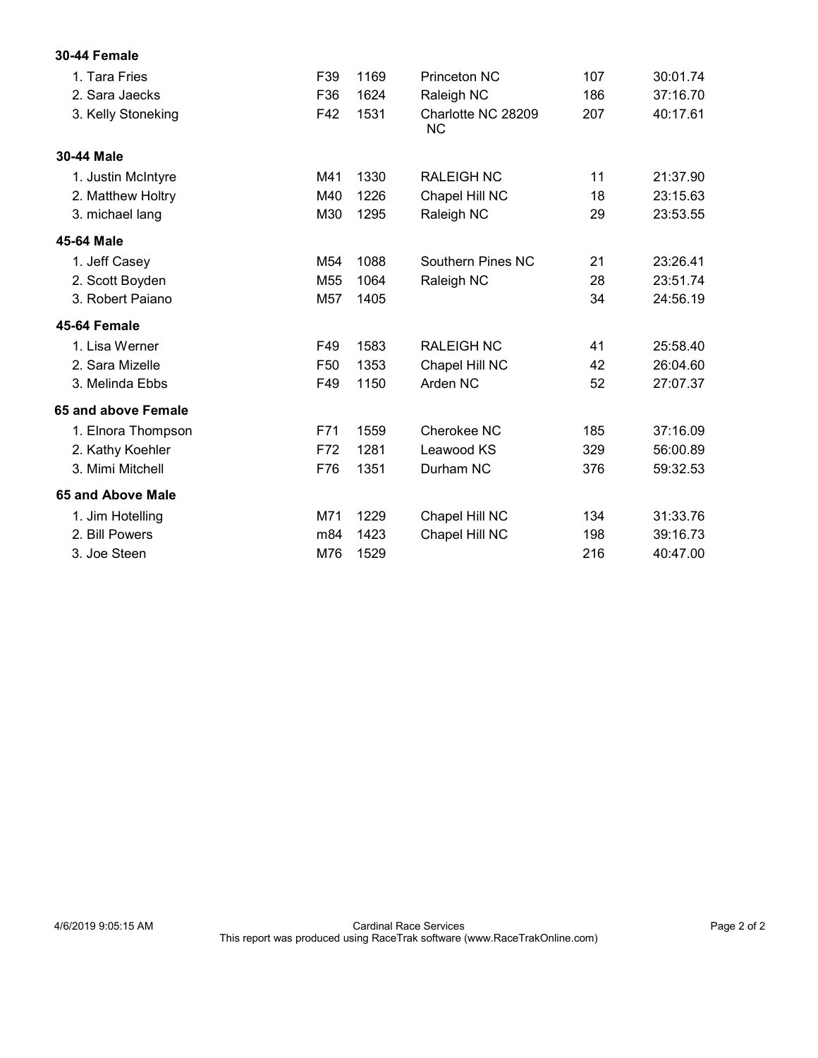**30-44 Female**

| | | | | | |
|---|---|---|---|---|---|
| 1. Tara Fries | F39 | 1169 | Princeton NC | 107 | 30:01.74 |
| 2. Sara Jaecks | F36 | 1624 | Raleigh NC | 186 | 37:16.70 |
| 3. Kelly Stoneking | F42 | 1531 | Charlotte NC 28209 NC | 207 | 40:17.61 |

**30-44 Male**

| | | | | | |
|---|---|---|---|---|---|
| 1. Justin McIntyre | M41 | 1330 | RALEIGH NC | 11 | 21:37.90 |
| 2. Matthew Holtry | M40 | 1226 | Chapel Hill NC | 18 | 23:15.63 |
| 3. michael lang | M30 | 1295 | Raleigh NC | 29 | 23:53.55 |

**45-64 Male**

| | | | | | |
|---|---|---|---|---|---|
| 1. Jeff Casey | M54 | 1088 | Southern Pines NC | 21 | 23:26.41 |
| 2. Scott Boyden | M55 | 1064 | Raleigh NC | 28 | 23:51.74 |
| 3. Robert Paiano | M57 | 1405 | | 34 | 24:56.19 |

**45-64 Female**

| | | | | | |
|---|---|---|---|---|---|
| 1. Lisa Werner | F49 | 1583 | RALEIGH NC | 41 | 25:58.40 |
| 2. Sara Mizelle | F50 | 1353 | Chapel Hill NC | 42 | 26:04.60 |
| 3. Melinda Ebbs | F49 | 1150 | Arden NC | 52 | 27:07.37 |

**65 and above Female**

| | | | | | |
|---|---|---|---|---|---|
| 1. Elnora Thompson | F71 | 1559 | Cherokee NC | 185 | 37:16.09 |
| 2. Kathy Koehler | F72 | 1281 | Leawood KS | 329 | 56:00.89 |
| 3. Mimi Mitchell | F76 | 1351 | Durham NC | 376 | 59:32.53 |

**65 and Above Male**

| | | | | | |
|---|---|---|---|---|---|
| 1. Jim Hotelling | M71 | 1229 | Chapel Hill NC | 134 | 31:33.76 |
| 2. Bill Powers | m84 | 1423 | Chapel Hill NC | 198 | 39:16.73 |
| 3. Joe Steen | M76 | 1529 | | 216 | 40:47.00 |

4/6/2019 9:05:15 AM

Cardinal Race Services
This report was produced using RaceTrak software (www.RaceTrakOnline.com)